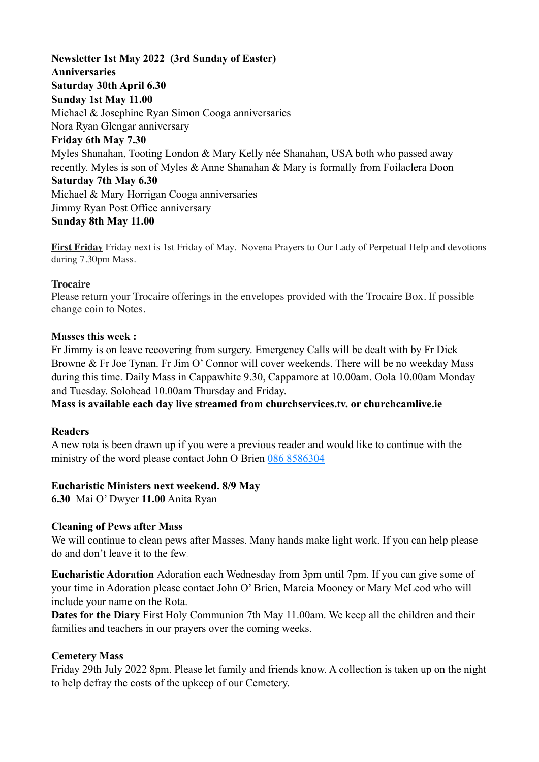**Newsletter 1st May 2022 (3rd Sunday of Easter)**
**Anniversaries**
**Saturday 30th April 6.30**
**Sunday 1st May 11.00**
Michael & Josephine Ryan Simon Cooga anniversaries
Nora Ryan Glengar anniversary
**Friday 6th May 7.30**
Myles Shanahan, Tooting London & Mary Kelly née Shanahan, USA both who passed away recently. Myles is son of Myles & Anne Shanahan & Mary is formally from Foilaclera Doon
**Saturday 7th May 6.30**
Michael & Mary Horrigan Cooga anniversaries
Jimmy Ryan Post Office anniversary
**Sunday 8th May 11.00**

**First Friday** Friday next is 1st Friday of May. Novena Prayers to Our Lady of Perpetual Help and devotions during 7.30pm Mass.

**Trocaire**
Please return your Trocaire offerings in the envelopes provided with the Trocaire Box. If possible change coin to Notes.

**Masses this week :**
Fr Jimmy is on leave recovering from surgery. Emergency Calls will be dealt with by Fr Dick Browne & Fr Joe Tynan. Fr Jim O' Connor will cover weekends. There will be no weekday Mass during this time. Daily Mass in Cappawhite 9.30, Cappamore at 10.00am. Oola 10.00am Monday and Tuesday. Solohead 10.00am Thursday and Friday.
**Mass is available each day live streamed from churchservices.tv. or churchcamlive.ie**

**Readers**
A new rota is been drawn up if you were a previous reader and would like to continue with the ministry of the word please contact John O Brien 086 8586304

**Eucharistic Ministers next weekend. 8/9 May**
**6.30** Mai O' Dwyer **11.00** Anita Ryan

**Cleaning of Pews after Mass**
We will continue to clean pews after Masses. Many hands make light work. If you can help please do and don't leave it to the few.

**Eucharistic Adoration** Adoration each Wednesday from 3pm until 7pm. If you can give some of your time in Adoration please contact John O' Brien, Marcia Mooney or Mary McLeod who will include your name on the Rota.
**Dates for the Diary** First Holy Communion 7th May 11.00am. We keep all the children and their families and teachers in our prayers over the coming weeks.

**Cemetery Mass**
Friday 29th July 2022 8pm. Please let family and friends know. A collection is taken up on the night to help defray the costs of the upkeep of our Cemetery.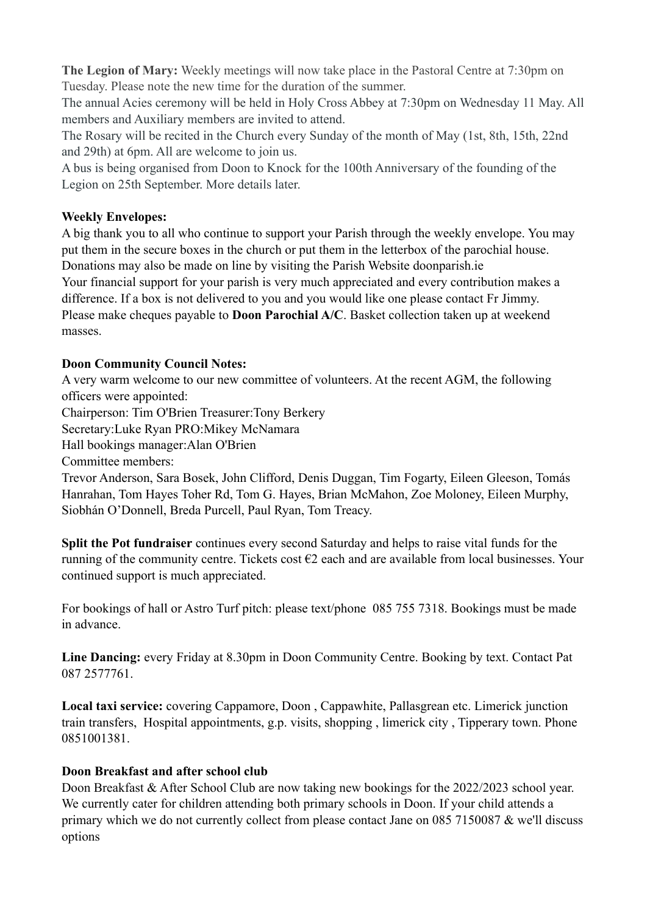**The Legion of Mary:** Weekly meetings will now take place in the Pastoral Centre at 7:30pm on Tuesday. Please note the new time for the duration of the summer.

The annual Acies ceremony will be held in Holy Cross Abbey at 7:30pm on Wednesday 11 May. All members and Auxiliary members are invited to attend.

The Rosary will be recited in the Church every Sunday of the month of May (1st, 8th, 15th, 22nd and 29th) at 6pm. All are welcome to join us.

A bus is being organised from Doon to Knock for the 100th Anniversary of the founding of the Legion on 25th September. More details later.

**Weekly Envelopes:**

A big thank you to all who continue to support your Parish through the weekly envelope. You may put them in the secure boxes in the church or put them in the letterbox of the parochial house. Donations may also be made on line by visiting the Parish Website doonparish.ie

Your financial support for your parish is very much appreciated and every contribution makes a difference. If a box is not delivered to you and you would like one please contact Fr Jimmy. Please make cheques payable to **Doon Parochial A/C**. Basket collection taken up at weekend masses.

**Doon Community Council Notes:**

A very warm welcome to our new committee of volunteers. At the recent AGM, the following officers were appointed:

Chairperson: Tim O'Brien Treasurer:Tony Berkery

Secretary:Luke Ryan PRO:Mikey McNamara

Hall bookings manager:Alan O'Brien

Committee members:

Trevor Anderson, Sara Bosek, John Clifford, Denis Duggan, Tim Fogarty, Eileen Gleeson, Tomás Hanrahan, Tom Hayes Toher Rd, Tom G. Hayes, Brian McMahon, Zoe Moloney, Eileen Murphy, Siobhán O'Donnell, Breda Purcell, Paul Ryan, Tom Treacy.

**Split the Pot fundraiser** continues every second Saturday and helps to raise vital funds for the running of the community centre. Tickets cost €2 each and are available from local businesses. Your continued support is much appreciated.

For bookings of hall or Astro Turf pitch: please text/phone 085 755 7318. Bookings must be made in advance.

**Line Dancing:** every Friday at 8.30pm in Doon Community Centre. Booking by text. Contact Pat 087 2577761.

**Local taxi service:** covering Cappamore, Doon , Cappawhite, Pallasgrean etc. Limerick junction train transfers, Hospital appointments, g.p. visits, shopping , limerick city , Tipperary town. Phone 0851001381.

**Doon Breakfast and after school club**

Doon Breakfast & After School Club are now taking new bookings for the 2022/2023 school year. We currently cater for children attending both primary schools in Doon. If your child attends a primary which we do not currently collect from please contact Jane on 085 7150087 & we'll discuss options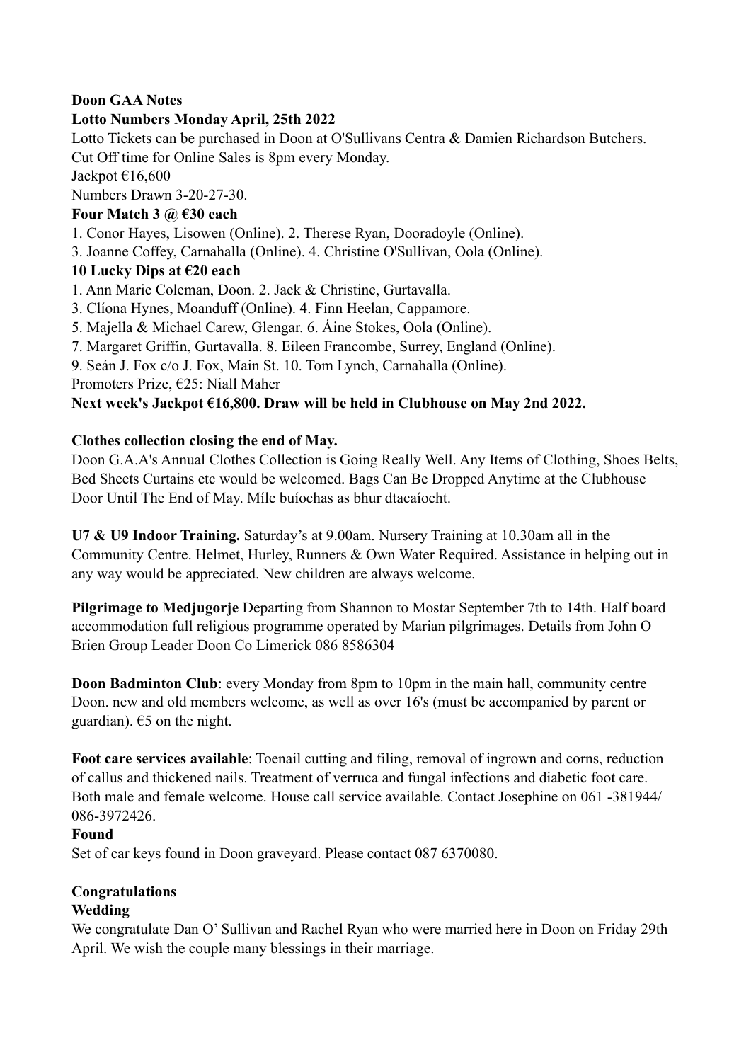**Doon GAA Notes**

**Lotto Numbers Monday April, 25th 2022**

Lotto Tickets can be purchased in Doon at O'Sullivans Centra & Damien Richardson Butchers.
Cut Off time for Online Sales is 8pm every Monday.
Jackpot €16,600
Numbers Drawn 3-20-27-30.

**Four Match 3 @ €30 each**

1. Conor Hayes, Lisowen (Online). 2. Therese Ryan, Dooradoyle (Online).
3. Joanne Coffey, Carnahalla (Online). 4. Christine O'Sullivan, Oola (Online).

**10 Lucky Dips at €20 each**

1. Ann Marie Coleman, Doon. 2. Jack & Christine, Gurtavalla.
3. Clíona Hynes, Moanduff (Online). 4. Finn Heelan, Cappamore.
5. Majella & Michael Carew, Glengar. 6. Áine Stokes, Oola (Online).
7. Margaret Griffin, Gurtavalla. 8. Eileen Francombe, Surrey, England (Online).
9. Seán J. Fox c/o J. Fox, Main St. 10. Tom Lynch, Carnahalla (Online).

Promoters Prize, €25: Niall Maher

**Next week's Jackpot €16,800. Draw will be held in Clubhouse on May 2nd 2022.**

**Clothes collection closing the end of May.**

Doon G.A.A's Annual Clothes Collection is Going Really Well. Any Items of Clothing, Shoes Belts, Bed Sheets Curtains etc would be welcomed. Bags Can Be Dropped Anytime at the Clubhouse Door Until The End of May. Míle buíochas as bhur dtacaíocht.

**U7 & U9 Indoor Training.** Saturday's at 9.00am. Nursery Training at 10.30am all in the Community Centre. Helmet, Hurley, Runners & Own Water Required. Assistance in helping out in any way would be appreciated. New children are always welcome.

**Pilgrimage to Medjugorje** Departing from Shannon to Mostar September 7th to 14th. Half board accommodation full religious programme operated by Marian pilgrimages. Details from John O Brien Group Leader Doon Co Limerick 086 8586304

**Doon Badminton Club**: every Monday from 8pm to 10pm in the main hall, community centre Doon. new and old members welcome, as well as over 16's (must be accompanied by parent or guardian). €5 on the night.

**Foot care services available**: Toenail cutting and filing, removal of ingrown and corns, reduction of callus and thickened nails. Treatment of verruca and fungal infections and diabetic foot care. Both male and female welcome. House call service available. Contact Josephine on 061 -381944/ 086-3972426.

**Found**

Set of car keys found in Doon graveyard. Please contact 087 6370080.

**Congratulations**

**Wedding**

We congratulate Dan O' Sullivan and Rachel Ryan who were married here in Doon on Friday 29th April. We wish the couple many blessings in their marriage.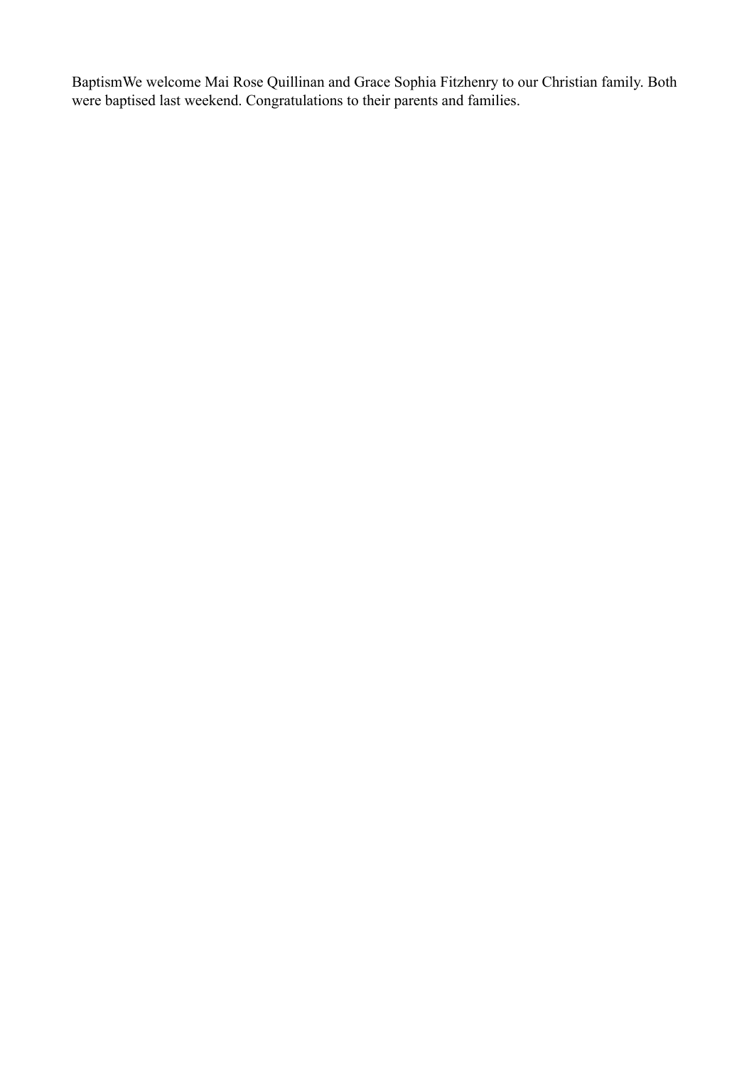BaptismWe welcome Mai Rose Quillinan and Grace Sophia Fitzhenry to our Christian family. Both were baptised last weekend. Congratulations to their parents and families.